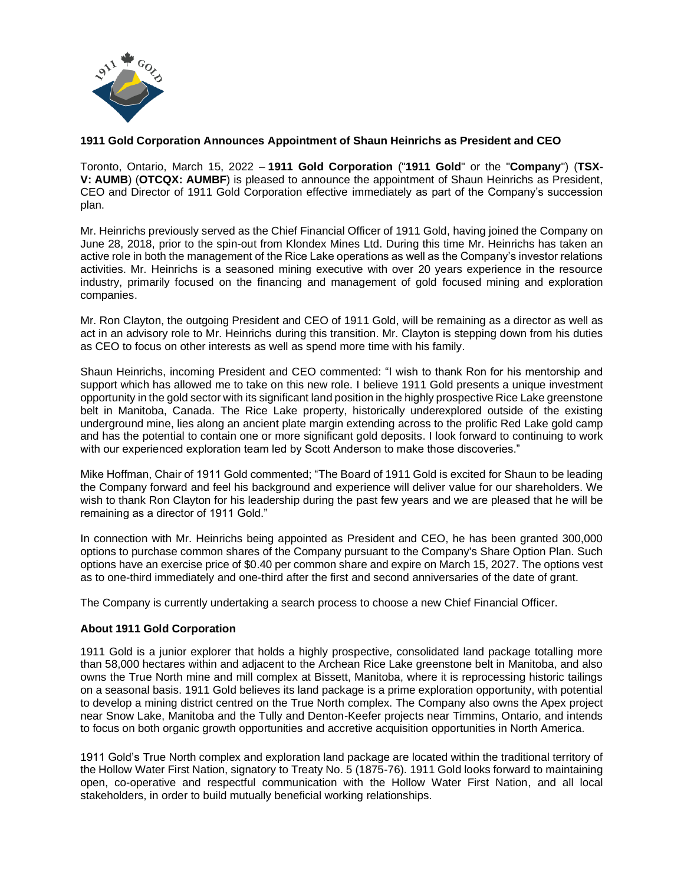**1911 Gold Corporation Announces Appointment of Shaun Heinrichs as President and CEO**

Toronto, Ontario, March 15, 2022 – **1911 Gold Corporation** ("**1911 Gold**" or the "**Company**") (**TSX-V: AUMB**) (**OTCQX: AUMBF**) is pleased to announce the appointment of Shaun Heinrichs as President, CEO and Director of 1911 Gold Corporation effective immediately as part of the Company's succession plan.

Mr. Heinrichs previously served as the Chief Financial Officer of 1911 Gold, having joined the Company on June 28, 2018, prior to the spin-out from Klondex Mines Ltd. During this time Mr. Heinrichs has taken an active role in both the management of the Rice Lake operations as well as the Company's investor relations activities. Mr. Heinrichs is a seasoned mining executive with over 20 years experience in the resource industry, primarily focused on the financing and management of gold focused mining and exploration companies.

Mr. Ron Clayton, the outgoing President and CEO of 1911 Gold, will be remaining as a director as well as act in an advisory role to Mr. Heinrichs during this transition. Mr. Clayton is stepping down from his duties as CEO to focus on other interests as well as spend more time with his family.

Shaun Heinrichs, incoming President and CEO commented: "I wish to thank Ron for his mentorship and support which has allowed me to take on this new role. I believe 1911 Gold presents a unique investment opportunity in the gold sector with its significant land position in the highly prospective Rice Lake greenstone belt in Manitoba, Canada. The Rice Lake property, historically underexplored outside of the existing underground mine, lies along an ancient plate margin extending across to the prolific Red Lake gold camp and has the potential to contain one or more significant gold deposits. I look forward to continuing to work with our experienced exploration team led by Scott Anderson to make those discoveries."

Mike Hoffman, Chair of 1911 Gold commented; "The Board of 1911 Gold is excited for Shaun to be leading the Company forward and feel his background and experience will deliver value for our shareholders. We wish to thank Ron Clayton for his leadership during the past few years and we are pleased that he will be remaining as a director of 1911 Gold."

In connection with Mr. Heinrichs being appointed as President and CEO, he has been granted 300,000 options to purchase common shares of the Company pursuant to the Company's Share Option Plan. Such options have an exercise price of $0.40 per common share and expire on March 15, 2027. The options vest as to one-third immediately and one-third after the first and second anniversaries of the date of grant.

The Company is currently undertaking a search process to choose a new Chief Financial Officer.

**About 1911 Gold Corporation**

1911 Gold is a junior explorer that holds a highly prospective, consolidated land package totalling more than 58,000 hectares within and adjacent to the Archean Rice Lake greenstone belt in Manitoba, and also owns the True North mine and mill complex at Bissett, Manitoba, where it is reprocessing historic tailings on a seasonal basis. 1911 Gold believes its land package is a prime exploration opportunity, with potential to develop a mining district centred on the True North complex. The Company also owns the Apex project near Snow Lake, Manitoba and the Tully and Denton-Keefer projects near Timmins, Ontario, and intends to focus on both organic growth opportunities and accretive acquisition opportunities in North America.

1911 Gold's True North complex and exploration land package are located within the traditional territory of the Hollow Water First Nation, signatory to Treaty No. 5 (1875-76). 1911 Gold looks forward to maintaining open, co-operative and respectful communication with the Hollow Water First Nation, and all local stakeholders, in order to build mutually beneficial working relationships.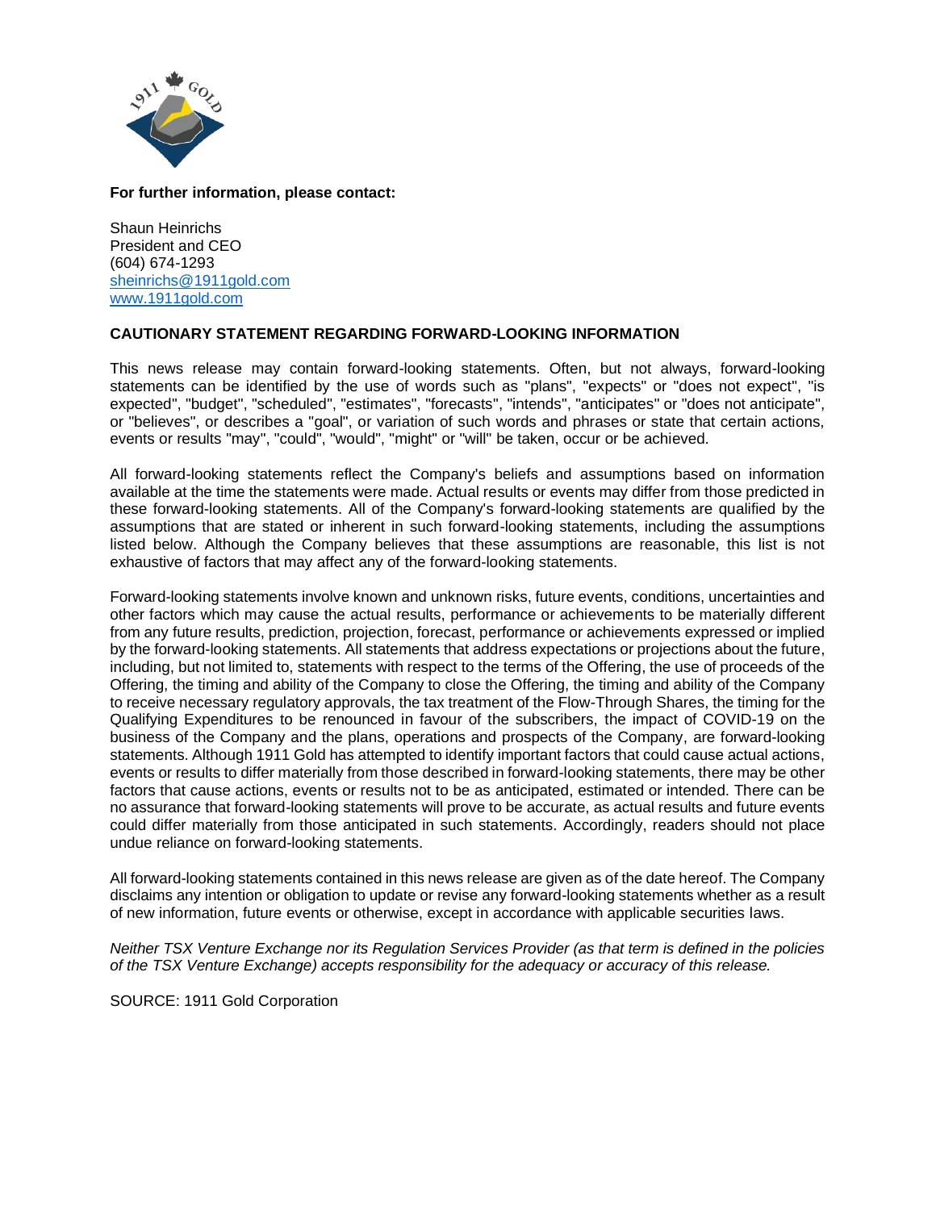**For further information, please contact:**

Shaun Heinrichs
President and CEO
(604) 674-1293
sheinrichs@1911gold.com
www.1911gold.com

**CAUTIONARY STATEMENT REGARDING FORWARD-LOOKING INFORMATION**

This news release may contain forward-looking statements. Often, but not always, forward-looking statements can be identified by the use of words such as "plans", "expects" or "does not expect", "is expected", "budget", "scheduled", "estimates", "forecasts", "intends", "anticipates" or "does not anticipate", or "believes", or describes a "goal", or variation of such words and phrases or state that certain actions, events or results "may", "could", "would", "might" or "will" be taken, occur or be achieved.

All forward-looking statements reflect the Company's beliefs and assumptions based on information available at the time the statements were made. Actual results or events may differ from those predicted in these forward-looking statements. All of the Company's forward-looking statements are qualified by the assumptions that are stated or inherent in such forward-looking statements, including the assumptions listed below. Although the Company believes that these assumptions are reasonable, this list is not exhaustive of factors that may affect any of the forward-looking statements.

Forward-looking statements involve known and unknown risks, future events, conditions, uncertainties and other factors which may cause the actual results, performance or achievements to be materially different from any future results, prediction, projection, forecast, performance or achievements expressed or implied by the forward-looking statements. All statements that address expectations or projections about the future, including, but not limited to, statements with respect to the terms of the Offering, the use of proceeds of the Offering, the timing and ability of the Company to close the Offering, the timing and ability of the Company to receive necessary regulatory approvals, the tax treatment of the Flow-Through Shares, the timing for the Qualifying Expenditures to be renounced in favour of the subscribers, the impact of COVID-19 on the business of the Company and the plans, operations and prospects of the Company, are forward-looking statements. Although 1911 Gold has attempted to identify important factors that could cause actual actions, events or results to differ materially from those described in forward-looking statements, there may be other factors that cause actions, events or results not to be as anticipated, estimated or intended. There can be no assurance that forward-looking statements will prove to be accurate, as actual results and future events could differ materially from those anticipated in such statements. Accordingly, readers should not place undue reliance on forward-looking statements.

All forward-looking statements contained in this news release are given as of the date hereof. The Company disclaims any intention or obligation to update or revise any forward-looking statements whether as a result of new information, future events or otherwise, except in accordance with applicable securities laws.

*Neither TSX Venture Exchange nor its Regulation Services Provider (as that term is defined in the policies of the TSX Venture Exchange) accepts responsibility for the adequacy or accuracy of this release.*

SOURCE: 1911 Gold Corporation